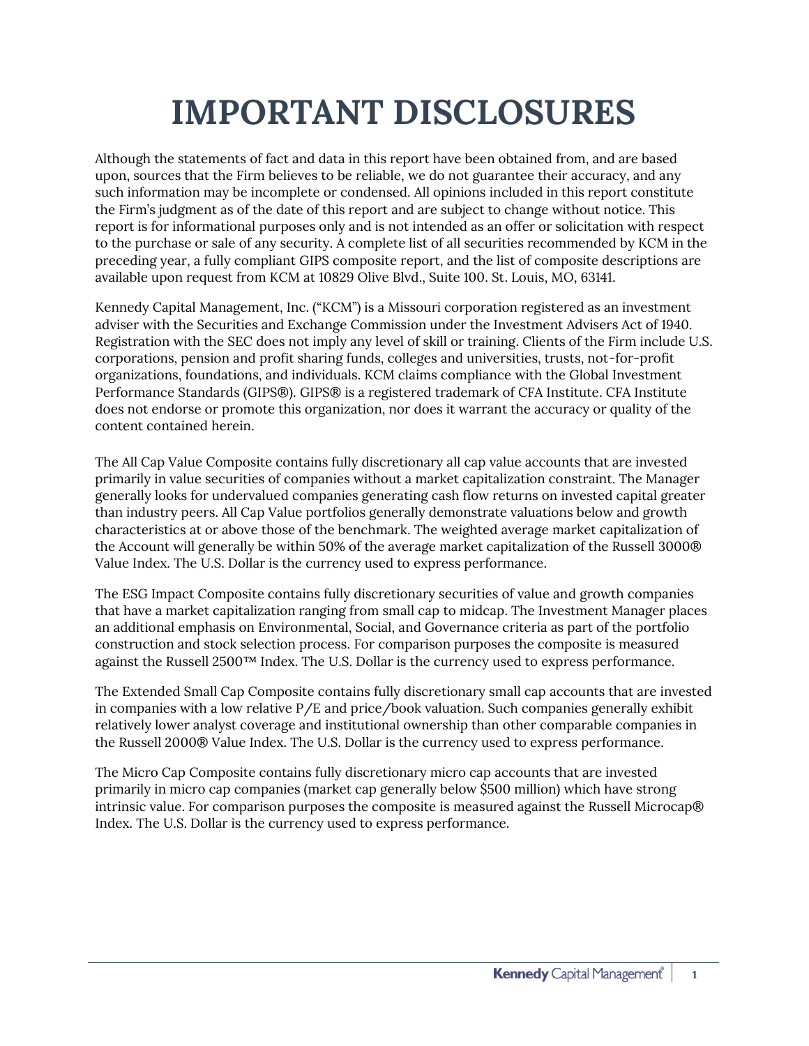# IMPORTANT DISCLOSURES

Although the statements of fact and data in this report have been obtained from, and are based upon, sources that the Firm believes to be reliable, we do not guarantee their accuracy, and any such information may be incomplete or condensed. All opinions included in this report constitute the Firm's judgment as of the date of this report and are subject to change without notice. This report is for informational purposes only and is not intended as an offer or solicitation with respect to the purchase or sale of any security. A complete list of all securities recommended by KCM in the preceding year, a fully compliant GIPS composite report, and the list of composite descriptions are available upon request from KCM at 10829 Olive Blvd., Suite 100. St. Louis, MO, 63141.

Kennedy Capital Management, Inc. ("KCM") is a Missouri corporation registered as an investment adviser with the Securities and Exchange Commission under the Investment Advisers Act of 1940. Registration with the SEC does not imply any level of skill or training. Clients of the Firm include U.S. corporations, pension and profit sharing funds, colleges and universities, trusts, not-for-profit organizations, foundations, and individuals. KCM claims compliance with the Global Investment Performance Standards (GIPS®). GIPS® is a registered trademark of CFA Institute. CFA Institute does not endorse or promote this organization, nor does it warrant the accuracy or quality of the content contained herein.

The All Cap Value Composite contains fully discretionary all cap value accounts that are invested primarily in value securities of companies without a market capitalization constraint. The Manager generally looks for undervalued companies generating cash flow returns on invested capital greater than industry peers. All Cap Value portfolios generally demonstrate valuations below and growth characteristics at or above those of the benchmark. The weighted average market capitalization of the Account will generally be within 50% of the average market capitalization of the Russell 3000® Value Index. The U.S. Dollar is the currency used to express performance.

The ESG Impact Composite contains fully discretionary securities of value and growth companies that have a market capitalization ranging from small cap to midcap. The Investment Manager places an additional emphasis on Environmental, Social, and Governance criteria as part of the portfolio construction and stock selection process. For comparison purposes the composite is measured against the Russell 2500™ Index. The U.S. Dollar is the currency used to express performance.

The Extended Small Cap Composite contains fully discretionary small cap accounts that are invested in companies with a low relative P/E and price/book valuation. Such companies generally exhibit relatively lower analyst coverage and institutional ownership than other comparable companies in the Russell 2000® Value Index. The U.S. Dollar is the currency used to express performance.

The Micro Cap Composite contains fully discretionary micro cap accounts that are invested primarily in micro cap companies (market cap generally below $500 million) which have strong intrinsic value. For comparison purposes the composite is measured against the Russell Microcap® Index. The U.S. Dollar is the currency used to express performance.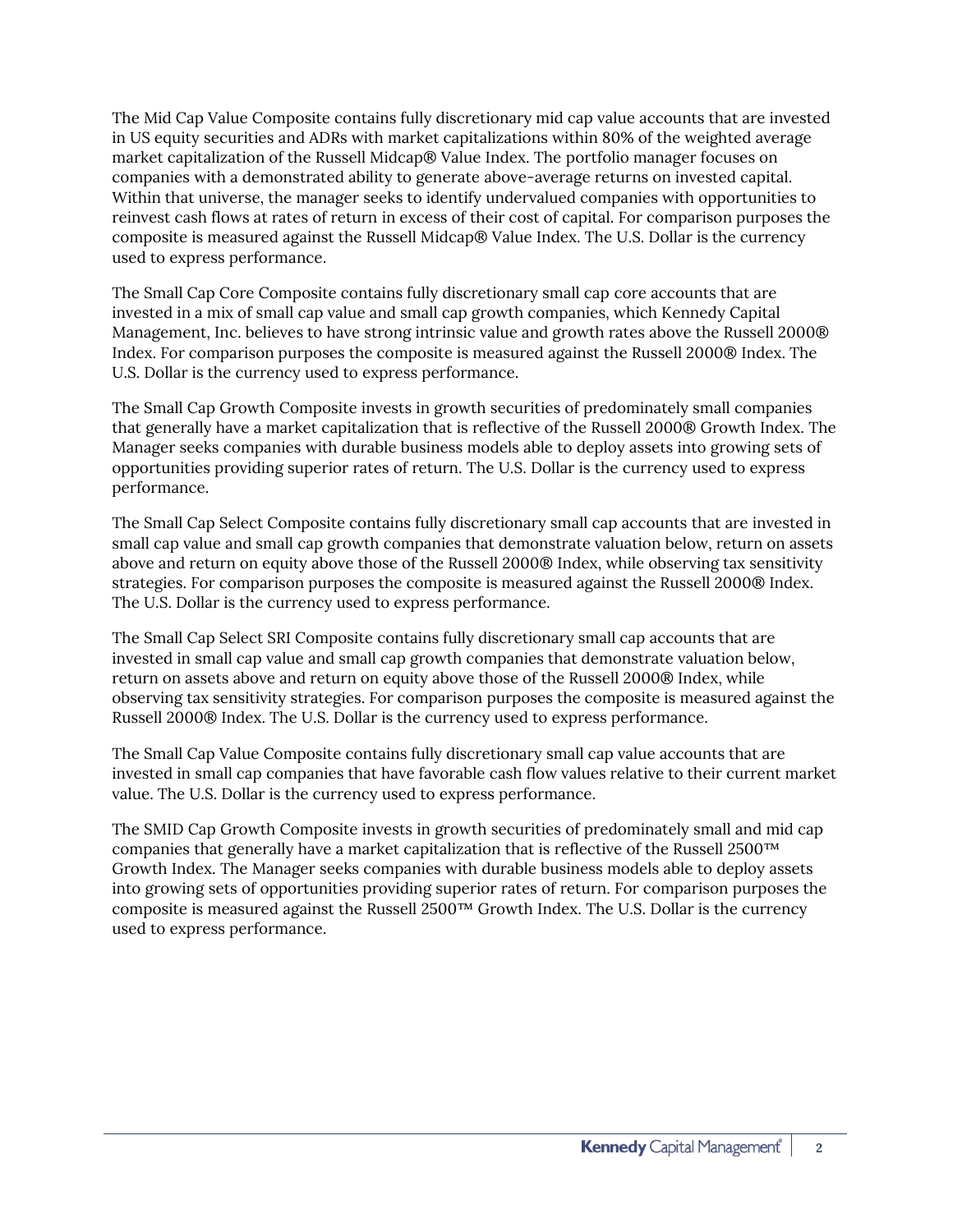The Mid Cap Value Composite contains fully discretionary mid cap value accounts that are invested in US equity securities and ADRs with market capitalizations within 80% of the weighted average market capitalization of the Russell Midcap® Value Index. The portfolio manager focuses on companies with a demonstrated ability to generate above-average returns on invested capital. Within that universe, the manager seeks to identify undervalued companies with opportunities to reinvest cash flows at rates of return in excess of their cost of capital. For comparison purposes the composite is measured against the Russell Midcap® Value Index. The U.S. Dollar is the currency used to express performance.

The Small Cap Core Composite contains fully discretionary small cap core accounts that are invested in a mix of small cap value and small cap growth companies, which Kennedy Capital Management, Inc. believes to have strong intrinsic value and growth rates above the Russell 2000® Index. For comparison purposes the composite is measured against the Russell 2000® Index. The U.S. Dollar is the currency used to express performance.

The Small Cap Growth Composite invests in growth securities of predominately small companies that generally have a market capitalization that is reflective of the Russell 2000® Growth Index. The Manager seeks companies with durable business models able to deploy assets into growing sets of opportunities providing superior rates of return. The U.S. Dollar is the currency used to express performance.

The Small Cap Select Composite contains fully discretionary small cap accounts that are invested in small cap value and small cap growth companies that demonstrate valuation below, return on assets above and return on equity above those of the Russell 2000® Index, while observing tax sensitivity strategies. For comparison purposes the composite is measured against the Russell 2000® Index. The U.S. Dollar is the currency used to express performance.

The Small Cap Select SRI Composite contains fully discretionary small cap accounts that are invested in small cap value and small cap growth companies that demonstrate valuation below, return on assets above and return on equity above those of the Russell 2000® Index, while observing tax sensitivity strategies. For comparison purposes the composite is measured against the Russell 2000® Index. The U.S. Dollar is the currency used to express performance.

The Small Cap Value Composite contains fully discretionary small cap value accounts that are invested in small cap companies that have favorable cash flow values relative to their current market value. The U.S. Dollar is the currency used to express performance.

The SMID Cap Growth Composite invests in growth securities of predominately small and mid cap companies that generally have a market capitalization that is reflective of the Russell 2500™ Growth Index. The Manager seeks companies with durable business models able to deploy assets into growing sets of opportunities providing superior rates of return. For comparison purposes the composite is measured against the Russell 2500™ Growth Index. The U.S. Dollar is the currency used to express performance.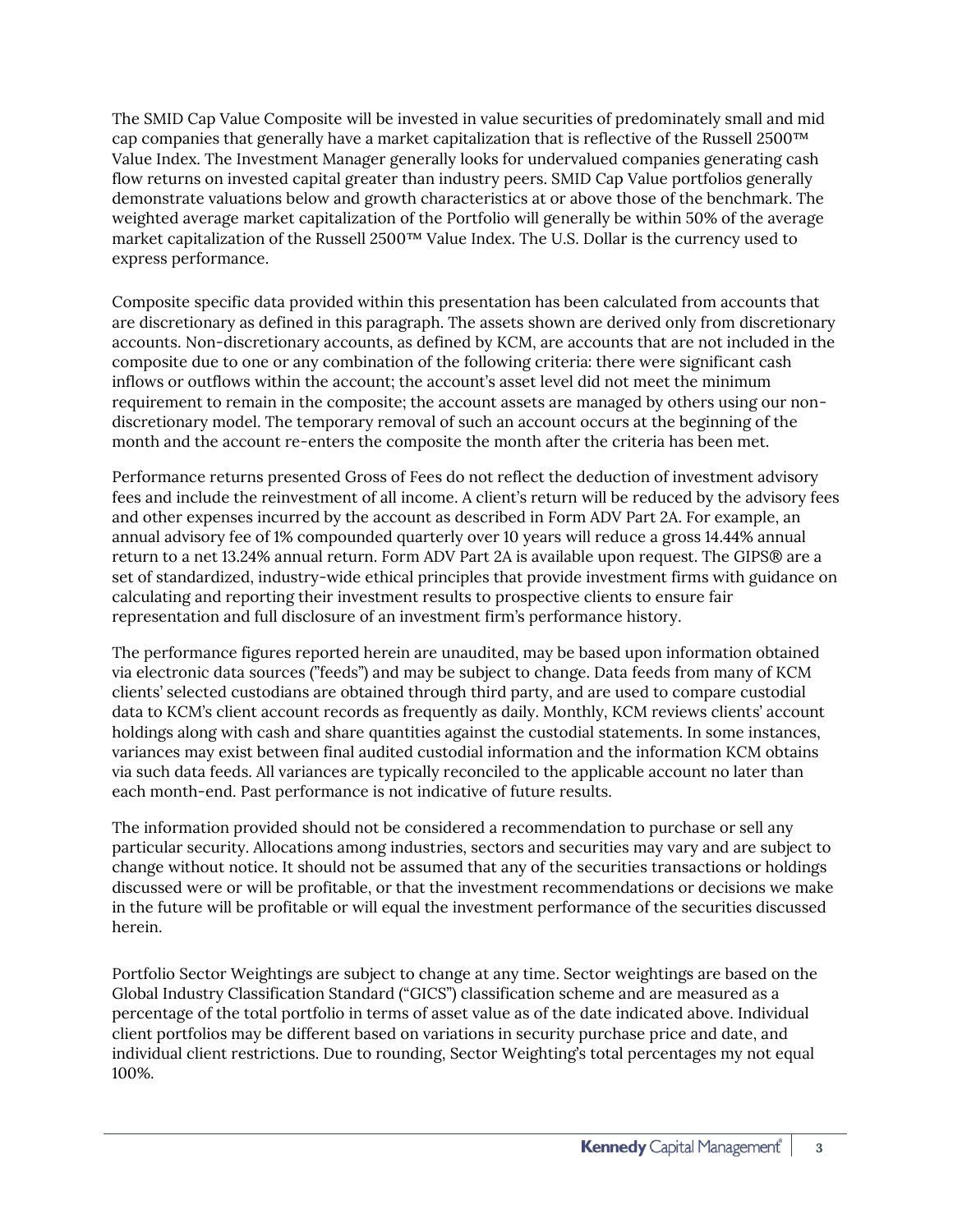The SMID Cap Value Composite will be invested in value securities of predominately small and mid cap companies that generally have a market capitalization that is reflective of the Russell 2500™ Value Index. The Investment Manager generally looks for undervalued companies generating cash flow returns on invested capital greater than industry peers. SMID Cap Value portfolios generally demonstrate valuations below and growth characteristics at or above those of the benchmark. The weighted average market capitalization of the Portfolio will generally be within 50% of the average market capitalization of the Russell 2500™ Value Index. The U.S. Dollar is the currency used to express performance.

Composite specific data provided within this presentation has been calculated from accounts that are discretionary as defined in this paragraph. The assets shown are derived only from discretionary accounts. Non-discretionary accounts, as defined by KCM, are accounts that are not included in the composite due to one or any combination of the following criteria: there were significant cash inflows or outflows within the account; the account's asset level did not meet the minimum requirement to remain in the composite; the account assets are managed by others using our non-discretionary model. The temporary removal of such an account occurs at the beginning of the month and the account re-enters the composite the month after the criteria has been met.

Performance returns presented Gross of Fees do not reflect the deduction of investment advisory fees and include the reinvestment of all income. A client's return will be reduced by the advisory fees and other expenses incurred by the account as described in Form ADV Part 2A. For example, an annual advisory fee of 1% compounded quarterly over 10 years will reduce a gross 14.44% annual return to a net 13.24% annual return. Form ADV Part 2A is available upon request. The GIPS® are a set of standardized, industry-wide ethical principles that provide investment firms with guidance on calculating and reporting their investment results to prospective clients to ensure fair representation and full disclosure of an investment firm's performance history.

The performance figures reported herein are unaudited, may be based upon information obtained via electronic data sources ("feeds") and may be subject to change. Data feeds from many of KCM clients' selected custodians are obtained through third party, and are used to compare custodial data to KCM's client account records as frequently as daily. Monthly, KCM reviews clients' account holdings along with cash and share quantities against the custodial statements. In some instances, variances may exist between final audited custodial information and the information KCM obtains via such data feeds. All variances are typically reconciled to the applicable account no later than each month-end. Past performance is not indicative of future results.

The information provided should not be considered a recommendation to purchase or sell any particular security. Allocations among industries, sectors and securities may vary and are subject to change without notice. It should not be assumed that any of the securities transactions or holdings discussed were or will be profitable, or that the investment recommendations or decisions we make in the future will be profitable or will equal the investment performance of the securities discussed herein.

Portfolio Sector Weightings are subject to change at any time. Sector weightings are based on the Global Industry Classification Standard ("GICS") classification scheme and are measured as a percentage of the total portfolio in terms of asset value as of the date indicated above. Individual client portfolios may be different based on variations in security purchase price and date, and individual client restrictions. Due to rounding, Sector Weighting's total percentages my not equal 100%.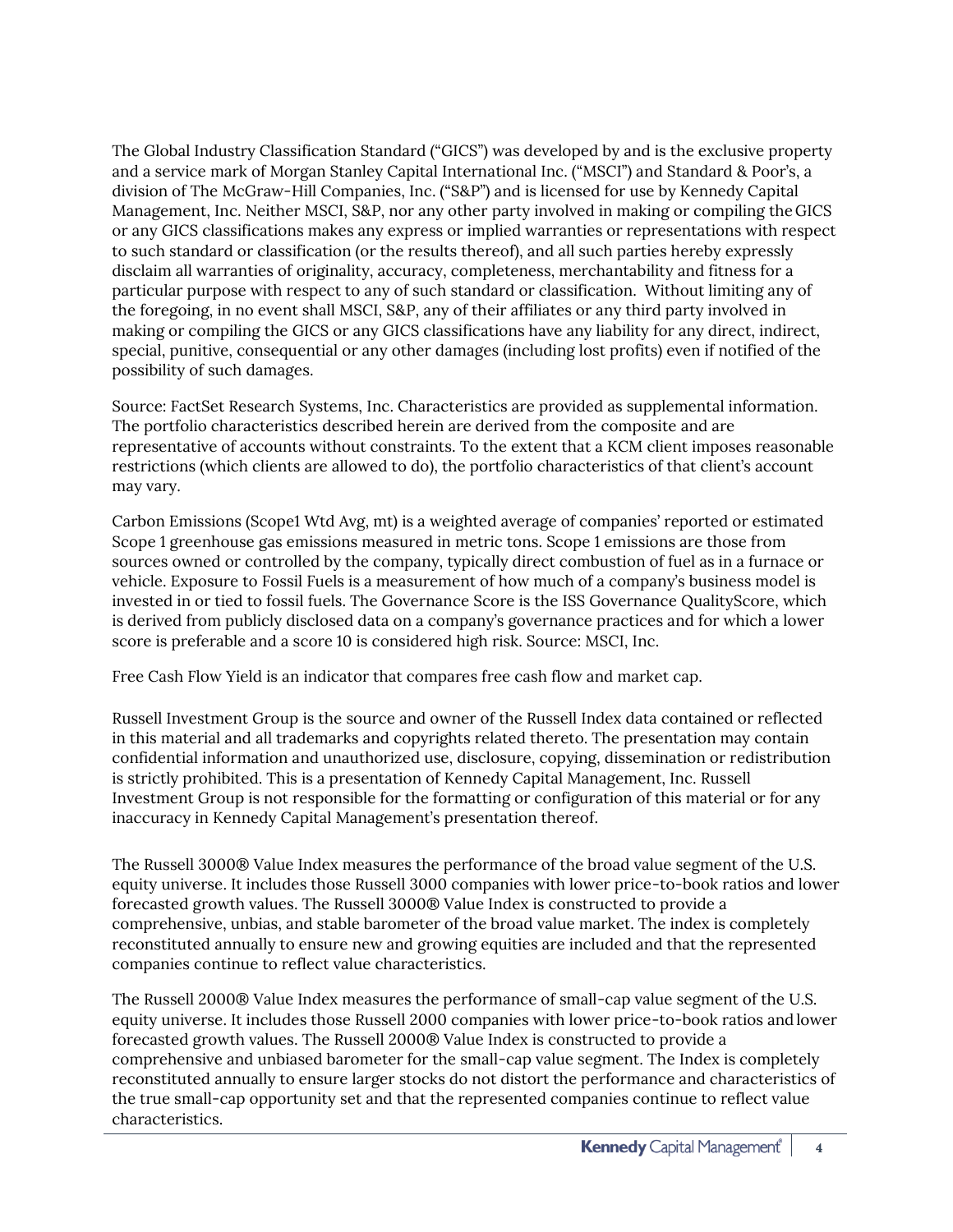The Global Industry Classification Standard ("GICS") was developed by and is the exclusive property and a service mark of Morgan Stanley Capital International Inc. ("MSCI") and Standard & Poor's, a division of The McGraw-Hill Companies, Inc. ("S&P") and is licensed for use by Kennedy Capital Management, Inc. Neither MSCI, S&P, nor any other party involved in making or compiling the GICS or any GICS classifications makes any express or implied warranties or representations with respect to such standard or classification (or the results thereof), and all such parties hereby expressly disclaim all warranties of originality, accuracy, completeness, merchantability and fitness for a particular purpose with respect to any of such standard or classification. Without limiting any of the foregoing, in no event shall MSCI, S&P, any of their affiliates or any third party involved in making or compiling the GICS or any GICS classifications have any liability for any direct, indirect, special, punitive, consequential or any other damages (including lost profits) even if notified of the possibility of such damages.

Source: FactSet Research Systems, Inc. Characteristics are provided as supplemental information. The portfolio characteristics described herein are derived from the composite and are representative of accounts without constraints. To the extent that a KCM client imposes reasonable restrictions (which clients are allowed to do), the portfolio characteristics of that client's account may vary.

Carbon Emissions (Scope1 Wtd Avg, mt) is a weighted average of companies' reported or estimated Scope 1 greenhouse gas emissions measured in metric tons. Scope 1 emissions are those from sources owned or controlled by the company, typically direct combustion of fuel as in a furnace or vehicle. Exposure to Fossil Fuels is a measurement of how much of a company's business model is invested in or tied to fossil fuels. The Governance Score is the ISS Governance QualityScore, which is derived from publicly disclosed data on a company's governance practices and for which a lower score is preferable and a score 10 is considered high risk. Source: MSCI, Inc.

Free Cash Flow Yield is an indicator that compares free cash flow and market cap.

Russell Investment Group is the source and owner of the Russell Index data contained or reflected in this material and all trademarks and copyrights related thereto. The presentation may contain confidential information and unauthorized use, disclosure, copying, dissemination or redistribution is strictly prohibited. This is a presentation of Kennedy Capital Management, Inc. Russell Investment Group is not responsible for the formatting or configuration of this material or for any inaccuracy in Kennedy Capital Management's presentation thereof.

The Russell 3000® Value Index measures the performance of the broad value segment of the U.S. equity universe. It includes those Russell 3000 companies with lower price-to-book ratios and lower forecasted growth values. The Russell 3000® Value Index is constructed to provide a comprehensive, unbias, and stable barometer of the broad value market. The index is completely reconstituted annually to ensure new and growing equities are included and that the represented companies continue to reflect value characteristics.

The Russell 2000® Value Index measures the performance of small-cap value segment of the U.S. equity universe. It includes those Russell 2000 companies with lower price-to-book ratios and lower forecasted growth values. The Russell 2000® Value Index is constructed to provide a comprehensive and unbiased barometer for the small-cap value segment. The Index is completely reconstituted annually to ensure larger stocks do not distort the performance and characteristics of the true small-cap opportunity set and that the represented companies continue to reflect value characteristics.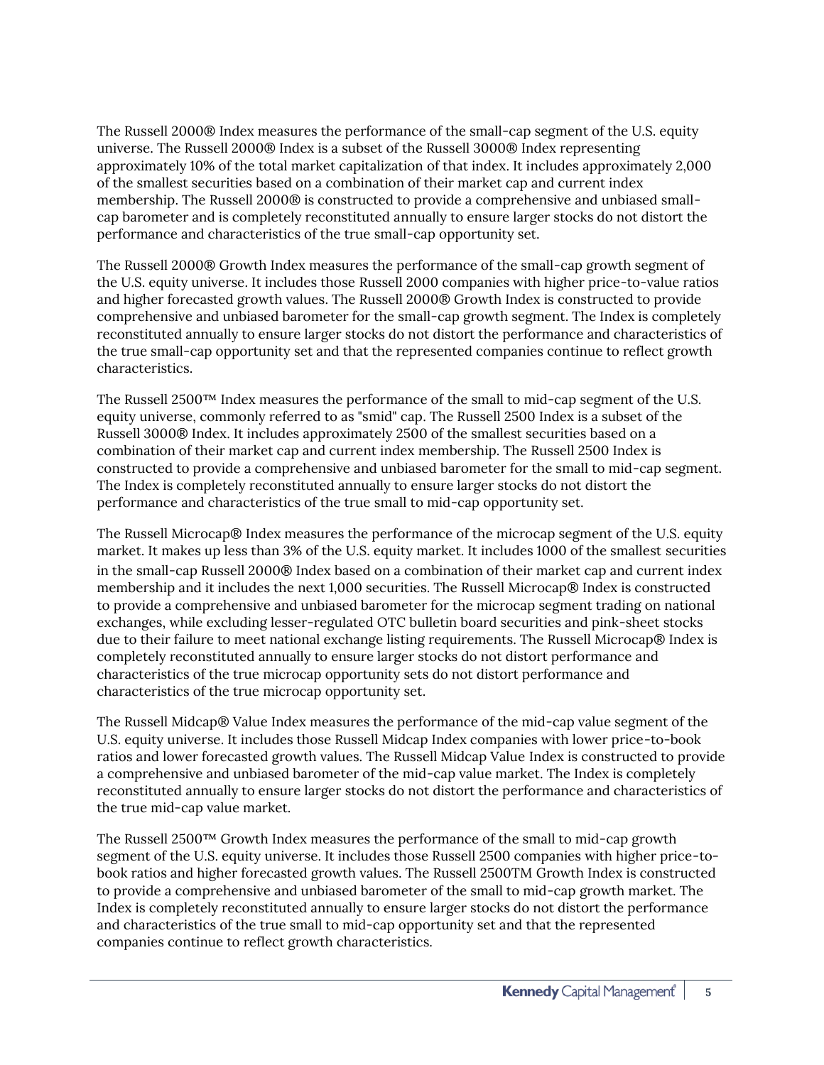The Russell 2000® Index measures the performance of the small-cap segment of the U.S. equity universe. The Russell 2000® Index is a subset of the Russell 3000® Index representing approximately 10% of the total market capitalization of that index. It includes approximately 2,000 of the smallest securities based on a combination of their market cap and current index membership. The Russell 2000® is constructed to provide a comprehensive and unbiased small-cap barometer and is completely reconstituted annually to ensure larger stocks do not distort the performance and characteristics of the true small-cap opportunity set.

The Russell 2000® Growth Index measures the performance of the small-cap growth segment of the U.S. equity universe. It includes those Russell 2000 companies with higher price-to-value ratios and higher forecasted growth values. The Russell 2000® Growth Index is constructed to provide comprehensive and unbiased barometer for the small-cap growth segment. The Index is completely reconstituted annually to ensure larger stocks do not distort the performance and characteristics of the true small-cap opportunity set and that the represented companies continue to reflect growth characteristics.

The Russell 2500™ Index measures the performance of the small to mid-cap segment of the U.S. equity universe, commonly referred to as "smid" cap. The Russell 2500 Index is a subset of the Russell 3000® Index. It includes approximately 2500 of the smallest securities based on a combination of their market cap and current index membership. The Russell 2500 Index is constructed to provide a comprehensive and unbiased barometer for the small to mid-cap segment. The Index is completely reconstituted annually to ensure larger stocks do not distort the performance and characteristics of the true small to mid-cap opportunity set.

The Russell Microcap® Index measures the performance of the microcap segment of the U.S. equity market. It makes up less than 3% of the U.S. equity market. It includes 1000 of the smallest securities in the small-cap Russell 2000® Index based on a combination of their market cap and current index membership and it includes the next 1,000 securities. The Russell Microcap® Index is constructed to provide a comprehensive and unbiased barometer for the microcap segment trading on national exchanges, while excluding lesser-regulated OTC bulletin board securities and pink-sheet stocks due to their failure to meet national exchange listing requirements. The Russell Microcap® Index is completely reconstituted annually to ensure larger stocks do not distort performance and characteristics of the true microcap opportunity sets do not distort performance and characteristics of the true microcap opportunity set.

The Russell Midcap® Value Index measures the performance of the mid-cap value segment of the U.S. equity universe. It includes those Russell Midcap Index companies with lower price-to-book ratios and lower forecasted growth values. The Russell Midcap Value Index is constructed to provide a comprehensive and unbiased barometer of the mid-cap value market. The Index is completely reconstituted annually to ensure larger stocks do not distort the performance and characteristics of the true mid-cap value market.

The Russell 2500™ Growth Index measures the performance of the small to mid-cap growth segment of the U.S. equity universe. It includes those Russell 2500 companies with higher price-to-book ratios and higher forecasted growth values. The Russell 2500TM Growth Index is constructed to provide a comprehensive and unbiased barometer of the small to mid-cap growth market. The Index is completely reconstituted annually to ensure larger stocks do not distort the performance and characteristics of the true small to mid-cap opportunity set and that the represented companies continue to reflect growth characteristics.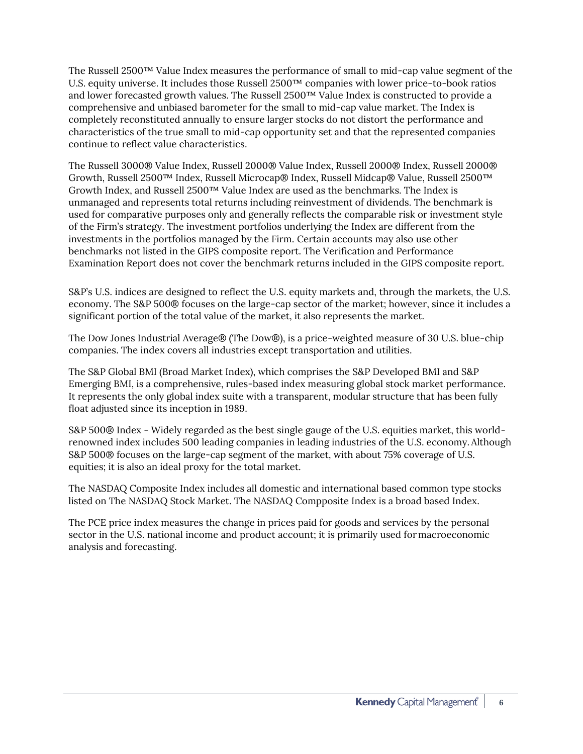The Russell 2500™ Value Index measures the performance of small to mid-cap value segment of the U.S. equity universe. It includes those Russell 2500™ companies with lower price-to-book ratios and lower forecasted growth values. The Russell 2500™ Value Index is constructed to provide a comprehensive and unbiased barometer for the small to mid-cap value market. The Index is completely reconstituted annually to ensure larger stocks do not distort the performance and characteristics of the true small to mid-cap opportunity set and that the represented companies continue to reflect value characteristics.

The Russell 3000® Value Index, Russell 2000® Value Index, Russell 2000® Index, Russell 2000® Growth, Russell 2500™ Index, Russell Microcap® Index, Russell Midcap® Value, Russell 2500™ Growth Index, and Russell 2500™ Value Index are used as the benchmarks. The Index is unmanaged and represents total returns including reinvestment of dividends. The benchmark is used for comparative purposes only and generally reflects the comparable risk or investment style of the Firm's strategy. The investment portfolios underlying the Index are different from the investments in the portfolios managed by the Firm. Certain accounts may also use other benchmarks not listed in the GIPS composite report. The Verification and Performance Examination Report does not cover the benchmark returns included in the GIPS composite report.

S&P's U.S. indices are designed to reflect the U.S. equity markets and, through the markets, the U.S. economy. The S&P 500® focuses on the large-cap sector of the market; however, since it includes a significant portion of the total value of the market, it also represents the market.

The Dow Jones Industrial Average® (The Dow®), is a price-weighted measure of 30 U.S. blue-chip companies. The index covers all industries except transportation and utilities.

The S&P Global BMI (Broad Market Index), which comprises the S&P Developed BMI and S&P Emerging BMI, is a comprehensive, rules-based index measuring global stock market performance. It represents the only global index suite with a transparent, modular structure that has been fully float adjusted since its inception in 1989.

S&P 500® Index - Widely regarded as the best single gauge of the U.S. equities market, this world-renowned index includes 500 leading companies in leading industries of the U.S. economy. Although S&P 500® focuses on the large-cap segment of the market, with about 75% coverage of U.S. equities; it is also an ideal proxy for the total market.

The NASDAQ Composite Index includes all domestic and international based common type stocks listed on The NASDAQ Stock Market. The NASDAQ Compposite Index is a broad based Index.

The PCE price index measures the change in prices paid for goods and services by the personal sector in the U.S. national income and product account; it is primarily used for macroeconomic analysis and forecasting.